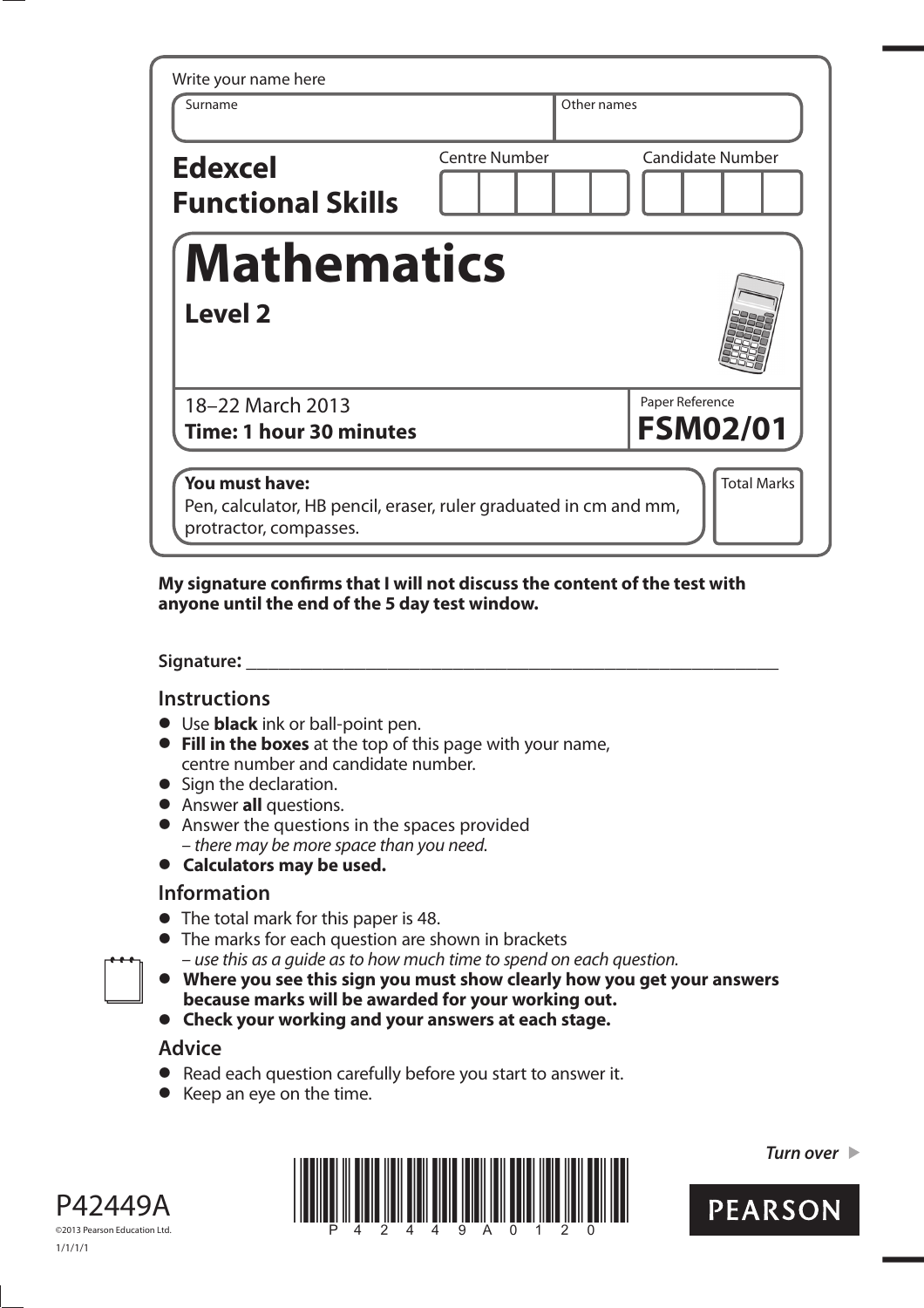Write your name here

| Surname | Other names |
|---|---|
| | |

**Edexcel Functional Skills**

| Centre Number | Candidate Number |
|---|---|
| | |

# Mathematics

## Level 2

18–22 March 2013
**Time: 1 hour 30 minutes**

Paper Reference
**FSM02/01**

**You must have:**
Pen, calculator, HB pencil, eraser, ruler graduated in cm and mm, protractor, compasses.

Total Marks

**My signature confirms that I will not discuss the content of the test with anyone until the end of the 5 day test window.**

**Signature:** ______________________________________________

## Instructions

- Use **black** ink or ball-point pen.
- **Fill in the boxes** at the top of this page with your name, centre number and candidate number.
- Sign the declaration.
- Answer **all** questions.
- Answer the questions in the spaces provided – *there may be more space than you need.*
- **Calculators may be used.**

## Information

- The total mark for this paper is 48.
- The marks for each question are shown in brackets – *use this as a guide as to how much time to spend on each question.*
- **Where you see this sign you must show clearly how you get your answers because marks will be awarded for your working out.**
- **Check your working and your answers at each stage.**

## Advice

- Read each question carefully before you start to answer it.
- Keep an eye on the time.

*Turn over*

P42449A
©2013 Pearson Education Ltd.
1/1/1/1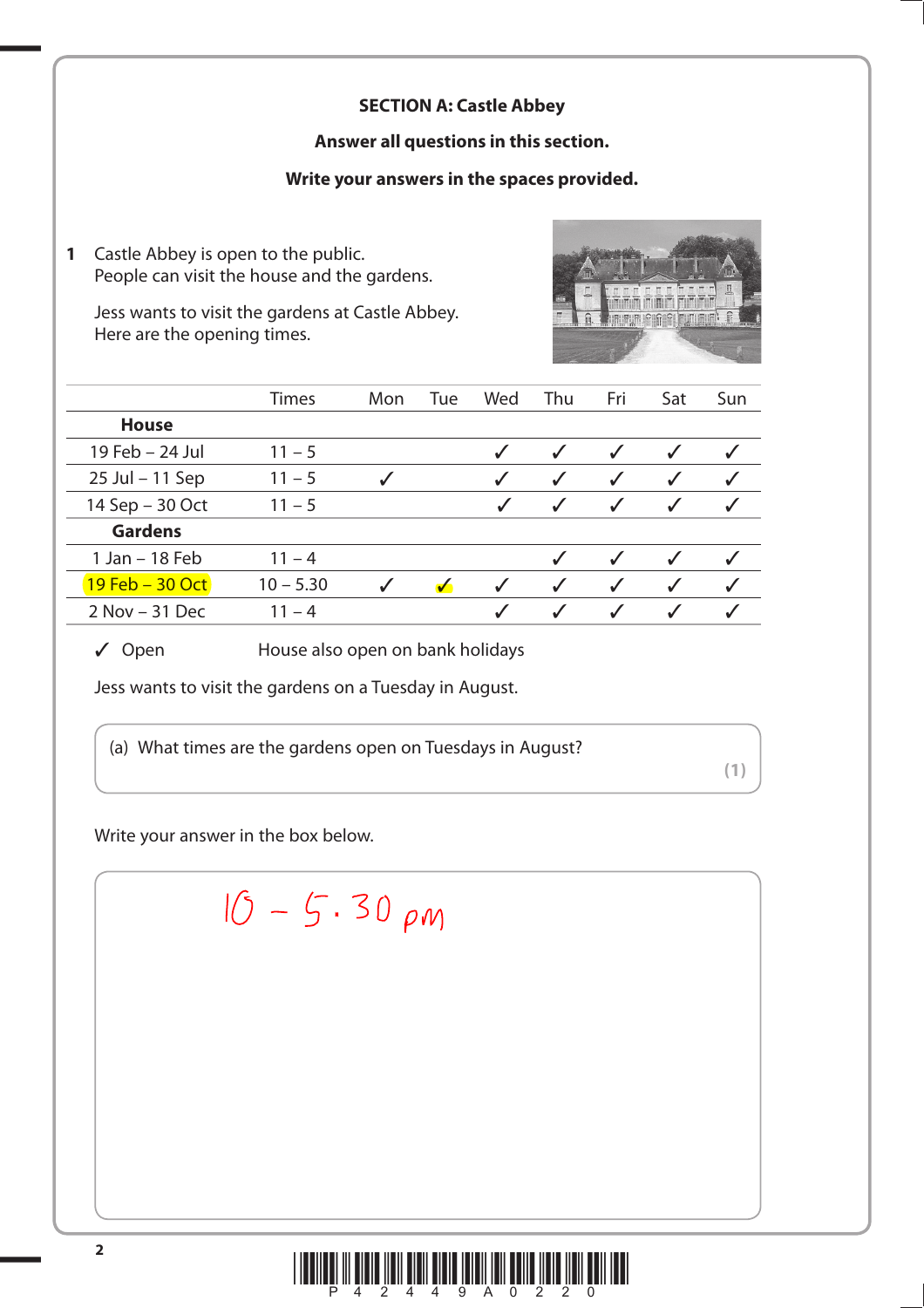**SECTION A: Castle Abbey**

**Answer all questions in this section.**

**Write your answers in the spaces provided.**

**1** Castle Abbey is open to the public.
People can visit the house and the gardens.

Jess wants to visit the gardens at Castle Abbey.
Here are the opening times.

| | Times | Mon | Tue | Wed | Thu | Fri | Sat | Sun |
|---|---|---|---|---|---|---|---|---|
| **House** | | | | | | | | |
| 19 Feb – 24 Jul | 11 – 5 | | | ✓ | ✓ | ✓ | ✓ | ✓ |
| 25 Jul – 11 Sep | 11 – 5 | ✓ | | ✓ | ✓ | ✓ | ✓ | ✓ |
| 14 Sep – 30 Oct | 11 – 5 | | | ✓ | ✓ | ✓ | ✓ | ✓ |
| **Gardens** | | | | | | | | |
| 1 Jan – 18 Feb | 11 – 4 | | | | ✓ | ✓ | ✓ | ✓ |
| 19 Feb – 30 Oct | 10 – 5.30 | ✓ | ✓ | ✓ | ✓ | ✓ | ✓ | ✓ |
| 2 Nov – 31 Dec | 11 – 4 | | | ✓ | ✓ | ✓ | ✓ | ✓ |

✓ Open House also open on bank holidays

Jess wants to visit the gardens on a Tuesday in August.

(a) What times are the gardens open on Tuesdays in August? **(1)**

Write your answer in the box below.

10 – 5.30 pm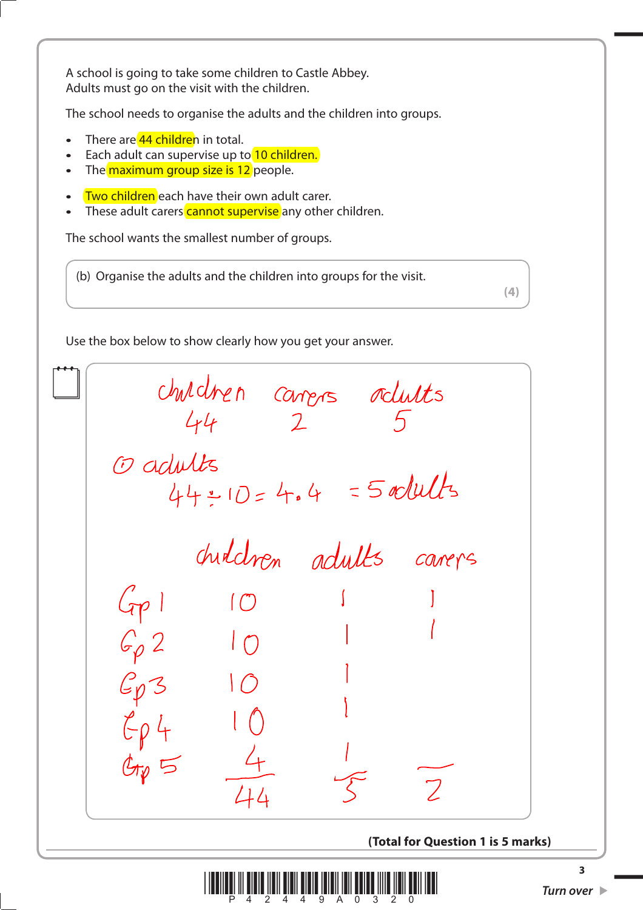A school is going to take some children to Castle Abbey.
Adults must go on the visit with the children.

The school needs to organise the adults and the children into groups.

- There are 44 children in total.
- Each adult can supervise up to 10 children.
- The maximum group size is 12 people.

- Two children each have their own adult carer.
- These adult carers cannot supervise any other children.

The school wants the smallest number of groups.

(b) Organise the adults and the children into groups for the visit.

**(4)**

Use the box below to show clearly how you get your answer.

| children | carers | adults |
|---|---|---|
| 44 | 2 | 5 |

① adults

$44 \div 10 = 4.4 = 5$ adults

| | children | adults | carers |
|---|---|---|---|
| Gp 1 | 10 | 1 | 1 |
| Gp 2 | 10 | 1 | 1 |
| Gp 3 | 10 | 1 | |
| Gp 4 | 10 | 1 | |
| Gp 5 | 4 | 1 | |
| | 44 | 5 | 2 |

**(Total for Question 1 is 5 marks)**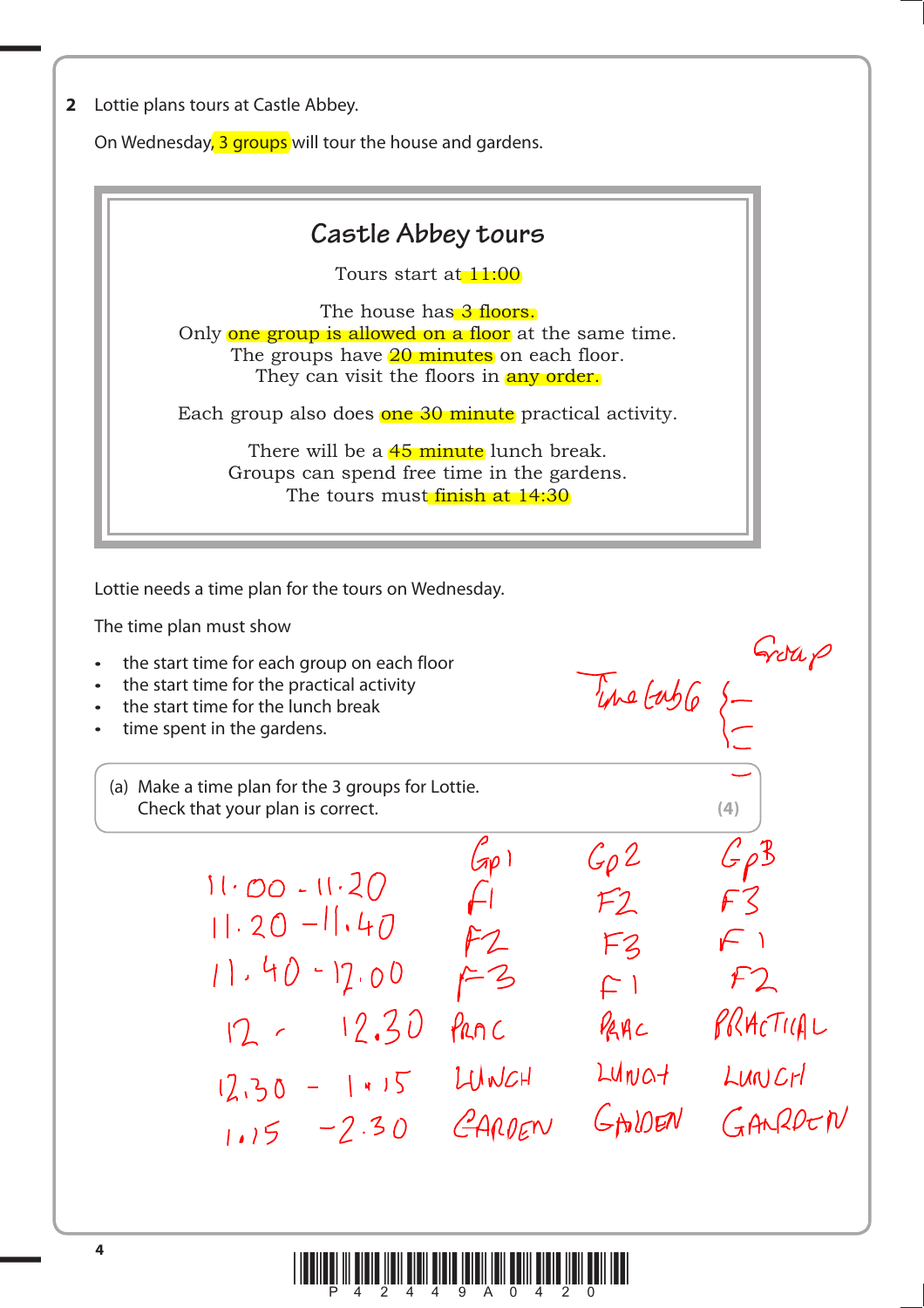**2** Lottie plans tours at Castle Abbey.

On Wednesday, 3 groups will tour the house and gardens.

> ## Castle Abbey tours
>
> Tours start at 11:00
>
> The house has 3 floors.
> Only one group is allowed on a floor at the same time.
> The groups have 20 minutes on each floor.
> They can visit the floors in any order.
>
> Each group also does one 30 minute practical activity.
>
> There will be a 45 minute lunch break.
> Groups can spend free time in the gardens.
> The tours must finish at 14:30

Lottie needs a time plan for the tours on Wednesday.

The time plan must show

- the start time for each group on each floor
- the start time for the practical activity
- the start time for the lunch break
- time spent in the gardens.

Time table { Group

(a) Make a time plan for the 3 groups for Lottie.
Check that your plan is correct. **(4)**

| | Gp1 | Gp2 | Gp3 |
|---|---|---|---|
| 11.00 - 11.20 | F1 | F2 | F3 |
| 11.20 - 11.40 | F2 | F3 | F1 |
| 11.40 - 12.00 | F3 | F1 | F2 |
| 12 - 12.30 | PRAC | PRAC | PRACTICAL |
| 12.30 - 1.15 | LUNCH | LUNCH | LUNCH |
| 1.15 - 2.30 | GARDEN | GARDEN | GARDEN |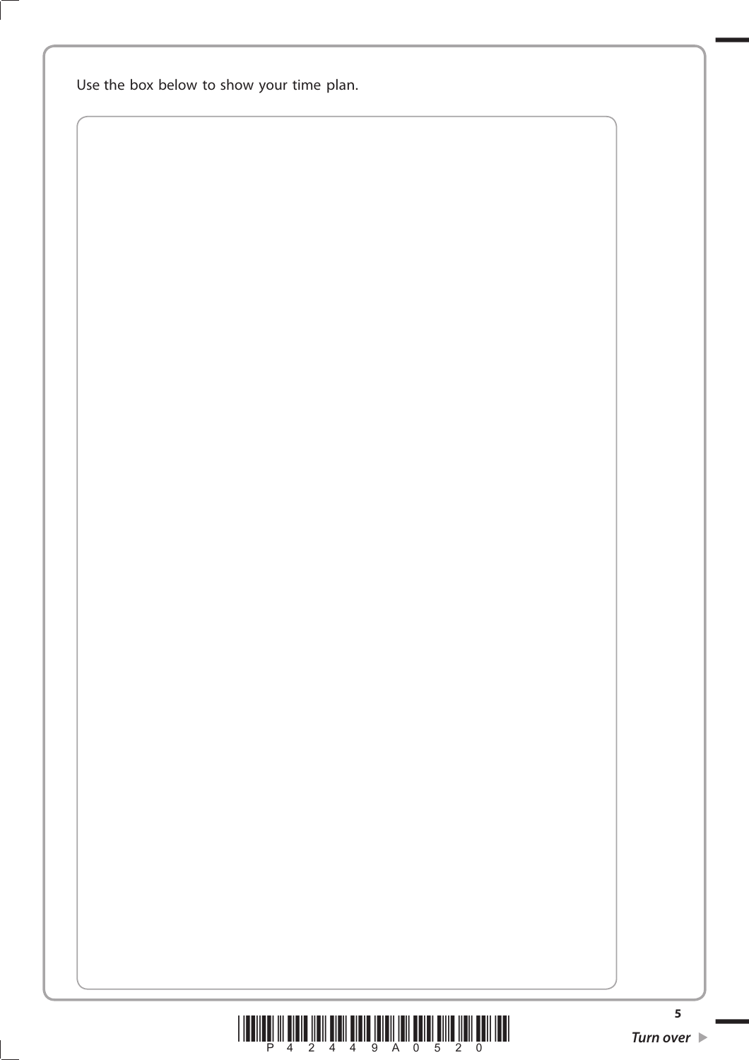Use the box below to show your time plan.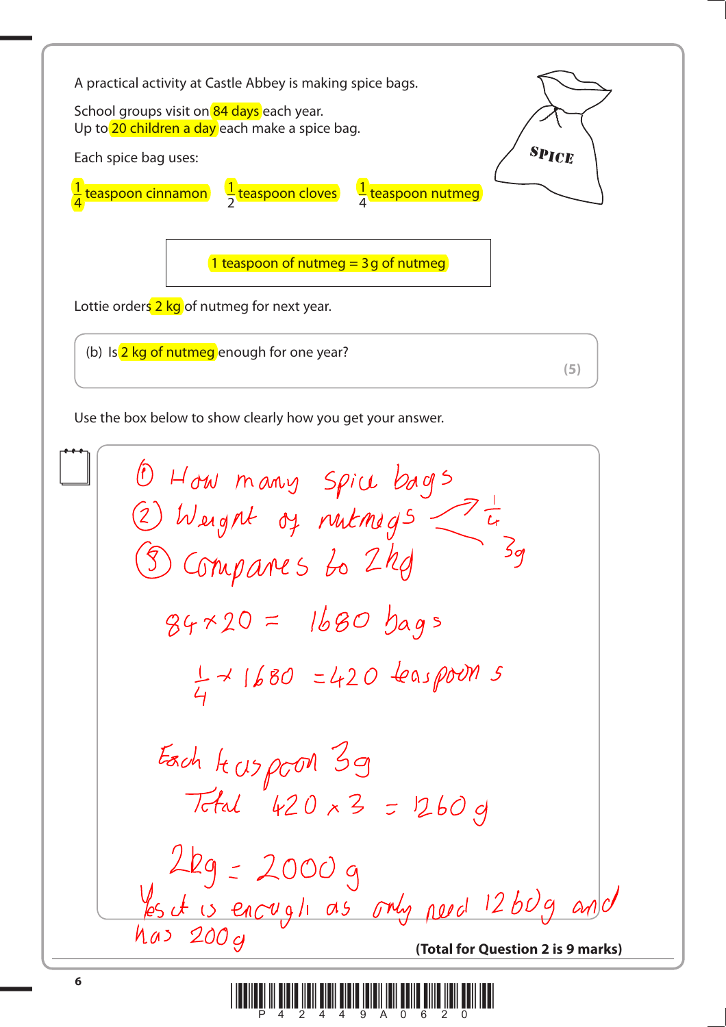A practical activity at Castle Abbey is making spice bags.

School groups visit on 84 days each year.
Up to 20 children a day each make a spice bag.

Each spice bag uses:

$\frac{1}{4}$ teaspoon cinnamon   $\frac{1}{2}$ teaspoon cloves   $\frac{1}{4}$ teaspoon nutmeg

SPICE

| 1 teaspoon of nutmeg = 3 g of nutmeg |
|---|

Lottie orders 2 kg of nutmeg for next year.

(b) Is 2 kg of nutmeg enough for one year?

**(5)**

Use the box below to show clearly how you get your answer.

① How many Spice bags
② Weight of nutmegs ⟨ $\frac{1}{4}$, 3g
③ Compares to 2kg

$84 \times 20 = 1680$ bags

$\frac{1}{4} \times 1680 = 420$ teaspoons

Each teaspoon 3g
Total $420 \times 3 = 1260$ g

$2kg = 2000$ g
Yes it is enough as only need 1260g and has 200g

**(Total for Question 2 is 9 marks)**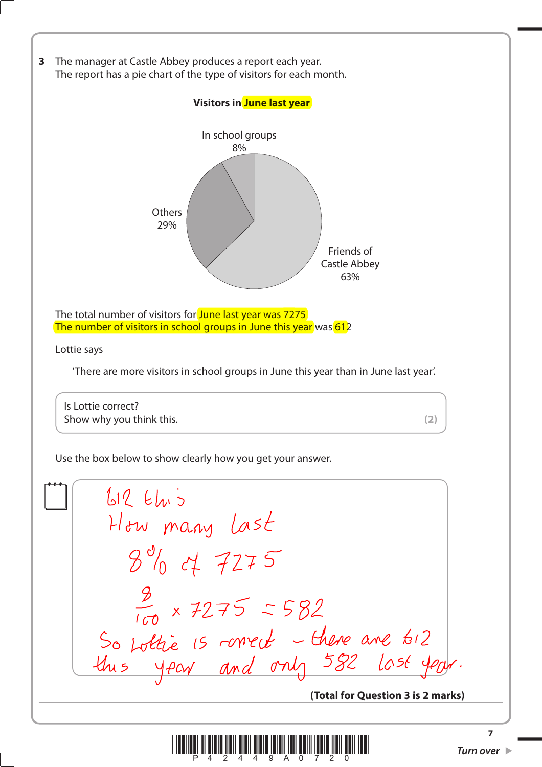**3** The manager at Castle Abbey produces a report each year.
The report has a pie chart of the type of visitors for each month.

**Visitors in June last year**

In school groups 8%

Others 29%

Friends of Castle Abbey 63%

The total number of visitors for June last year was 7275
The number of visitors in school groups in June this year was 612

Lottie says

'There are more visitors in school groups in June this year than in June last year.'

Is Lottie correct?
Show why you think this. **(2)**

Use the box below to show clearly how you get your answer.

612 this
How many last
8% of 7275

$\frac{8}{100} \times 7275 = 582$

So Lottie is correct - there are 612 this year and only 582 last year.

**(Total for Question 3 is 2 marks)**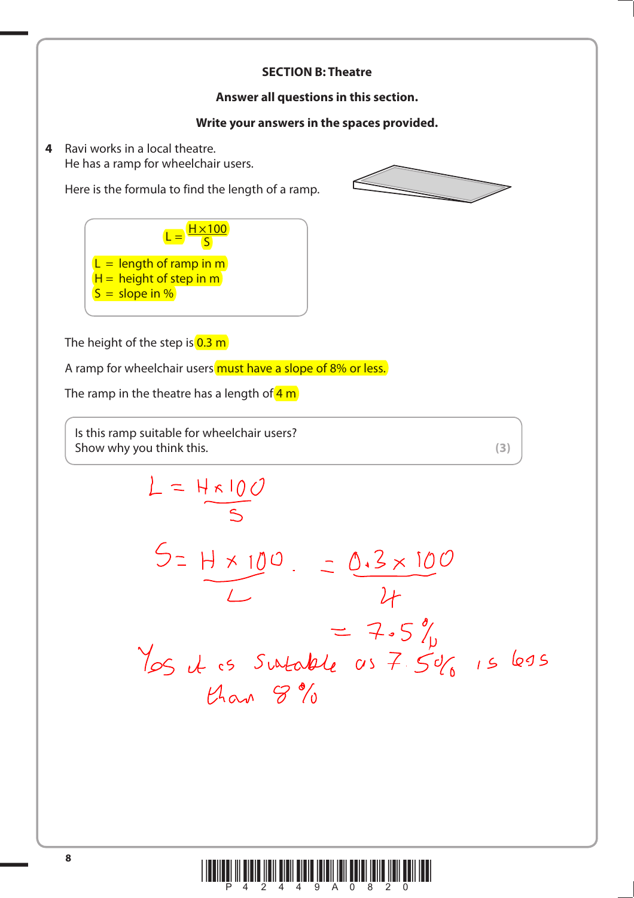**SECTION B: Theatre**

**Answer all questions in this section.**

**Write your answers in the spaces provided.**

**4** Ravi works in a local theatre.
He has a ramp for wheelchair users.

Here is the formula to find the length of a ramp.

$$L = \frac{H \times 100}{S}$$

$L$ = length of ramp in m
$H$ = height of step in m
$S$ = slope in %

The height of the step is 0.3 m

A ramp for wheelchair users must have a slope of 8% or less.

The ramp in the theatre has a length of 4 m

> Is this ramp suitable for wheelchair users?
> Show why you think this. **(3)**

$$L = \frac{H \times 100}{S}$$

$$S = \frac{H \times 100}{L} = \frac{0.3 \times 100}{4}$$

$$= 7.5\%$$

Yes it is suitable as 7.5% is less than 8%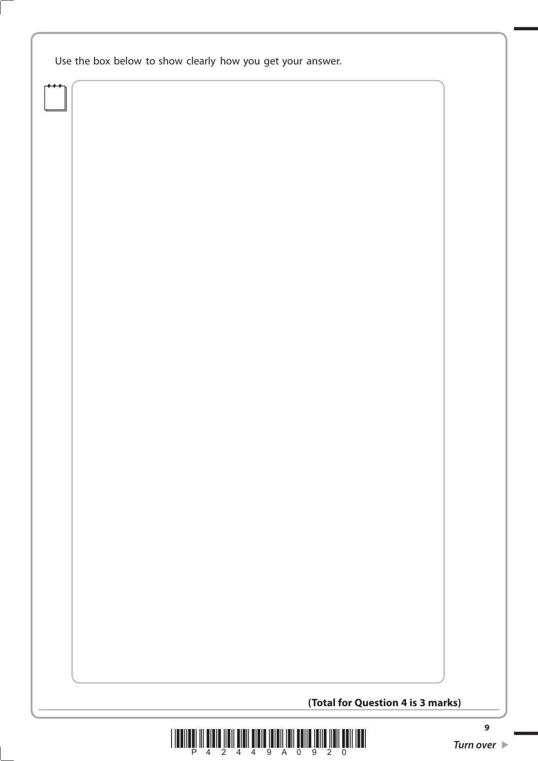Use the box below to show clearly how you get your answer.

**(Total for Question 4 is 3 marks)**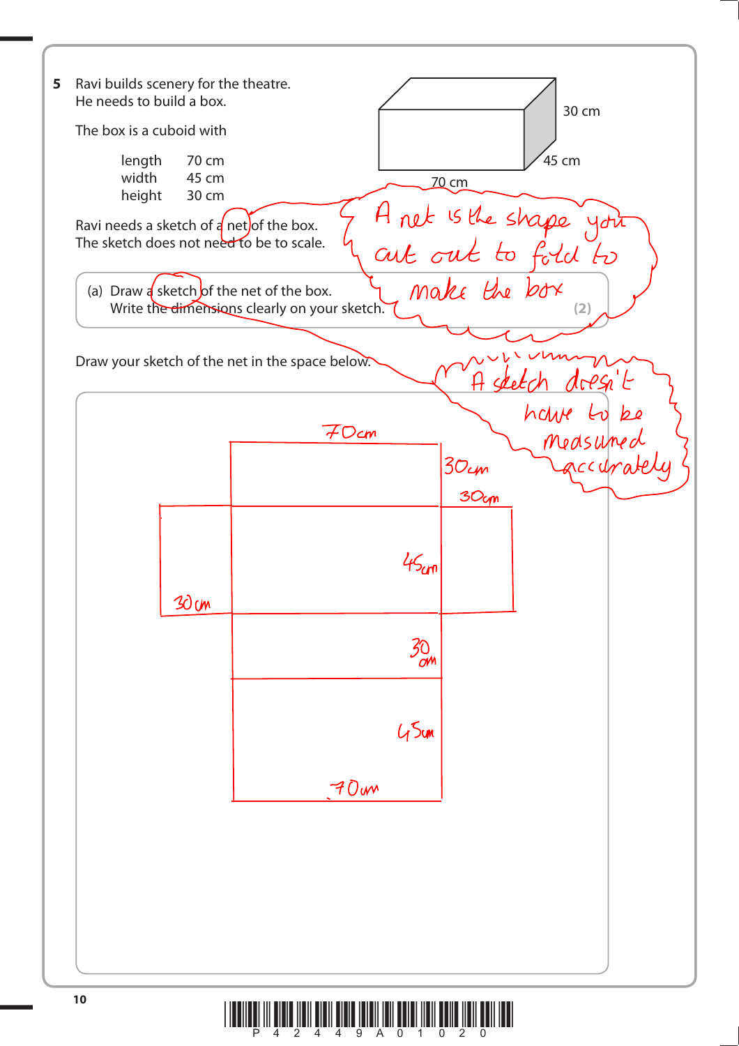**5** Ravi builds scenery for the theatre.
He needs to build a box.

The box is a cuboid with

| | |
|---|---|
| length | 70 cm |
| width | 45 cm |
| height | 30 cm |

30 cm

45 cm

70 cm

Ravi needs a sketch of a net of the box.
The sketch does not need to be to scale.

A net is the shape you cut out to fold to make the box

(a) Draw a sketch of the net of the box.
Write the dimensions clearly on your sketch.
**(2)**

Draw your sketch of the net in the space below.

A sketch doesn't have to be measured accurately

70cm

30cm

30cm

45cm

30cm

30 cm

45cm

70cm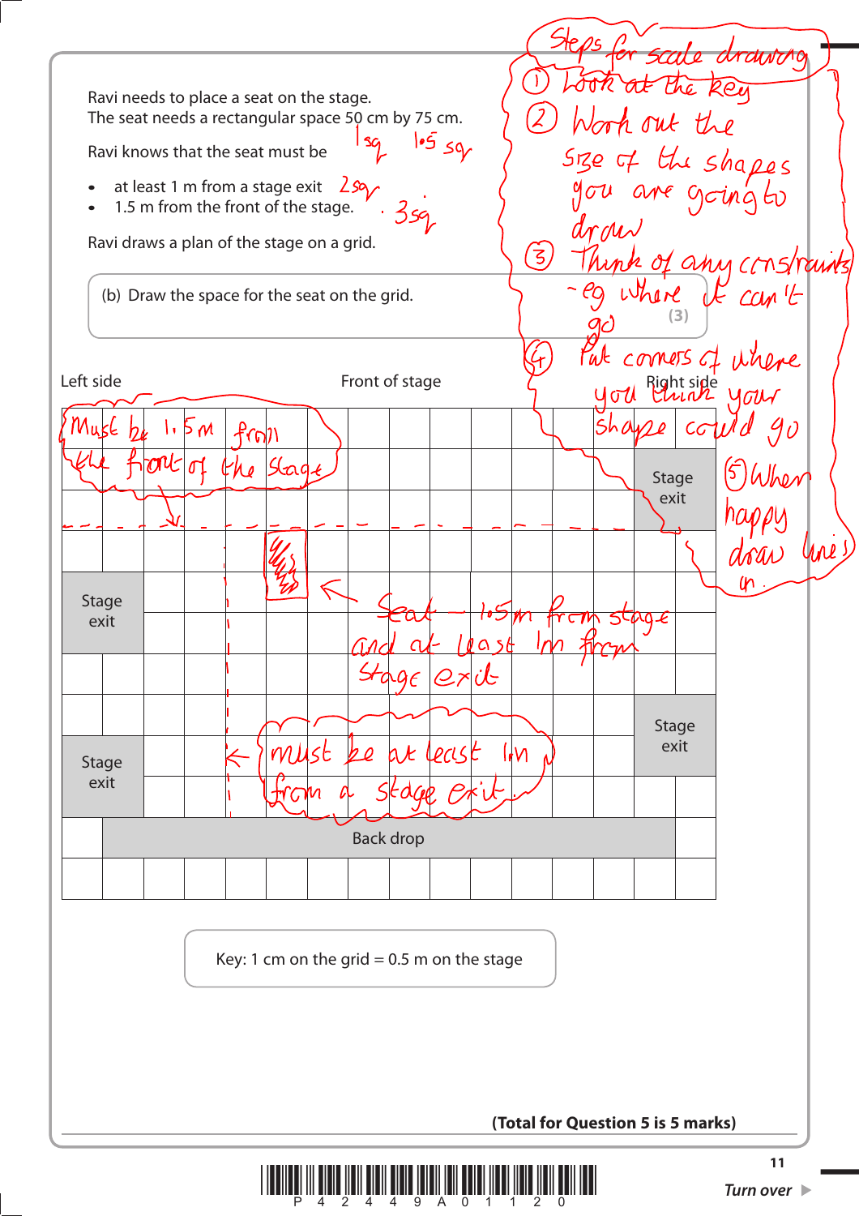Ravi needs to place a seat on the stage.
The seat needs a rectangular space 50 cm by 75 cm.

Ravi knows that the seat must be

- at least 1 m from a stage exit
- 1.5 m from the front of the stage.

Ravi draws a plan of the stage on a grid.

(b) Draw the space for the seat on the grid.

**(3)**

| Left side | | | | | | | Front of stage | | | | | | | | Right side |
|---|---|---|---|---|---|---|---|---|---|---|---|---|---|---|---|
| | | | | | | | | | | | | | | | |
| | | | | | | | | | | | | | | Stage exit | |
| | | | | | | | | | | | | | | Stage exit | |
| | | | | | | | | | | | | | | | |
| Stage exit | | | | | | | | | | | | | | | |
| Stage exit | | | | | | | | | | | | | | | |
| | | | | | | | | | | | | | | | |
| | | | | | | | | | | | | | | Stage exit | |
| Stage exit | | | | | | | | | | | | | | Stage exit | |
| Stage exit | | | | | | | | | | | | | | | |
| | Back drop | | | | | | | | | | | | | | |
| | | | | | | | | | | | | | | | |

Key: 1 cm on the grid = 0.5 m on the stage

Handwritten annotations:

Steps for scale drawing
1. Look at the key
2. Work out the size of the shapes you are going to draw
3. Think of any constraints - eg where it can't go
4. Put corners of where you think your shape could go
5. When happy draw lines in.

1 sq, 1.5 sq, 2 sq, 3 sq

Must be 1.5 m from the front of the stage

Seat - 1.5 m from stage and at least 1 m from stage exit

must be at least 1 m from a stage exit

**(Total for Question 5 is 5 marks)**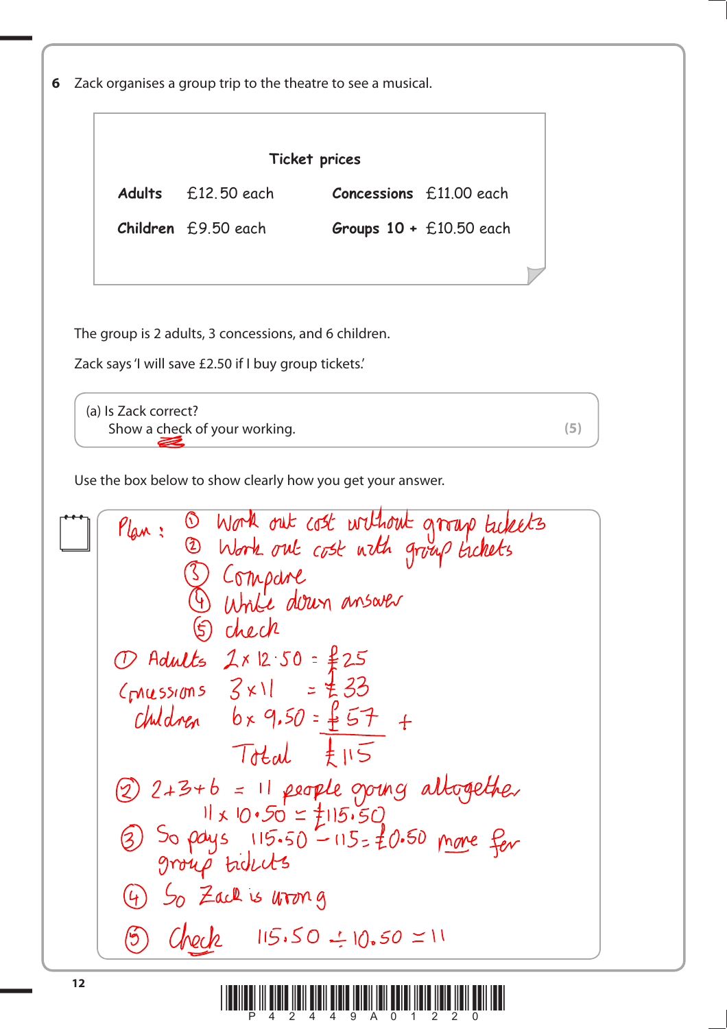**6** Zack organises a group trip to the theatre to see a musical.

**Ticket prices**

| | | | |
|---|---|---|---|
| **Adults** | £12.50 each | **Concessions** | £11.00 each |
| **Children** | £9.50 each | **Groups 10 +** | £10.50 each |

The group is 2 adults, 3 concessions, and 6 children.

Zack says 'I will save £2.50 if I buy group tickets.'

(a) Is Zack correct?
Show a check of your working. **(5)**

Use the box below to show clearly how you get your answer.

Plan : ① Work out cost without group tickets
② Work out cost with group tickets
③ Compare
④ Write down answer
⑤ check

① Adults $2 \times 12.50 = £25$
Concessions $3 \times 11 = £33$
Children $6 \times 9.50 = £57$ +
Total £115

② $2+3+6 = 11$ people going altogether
$11 \times 10.50 = £115.50$

③ So pays $115.50 - 115 = £0.50$ more for group tickets

④ So Zack is wrong

⑤ Check $115.50 \div 10.50 = 11$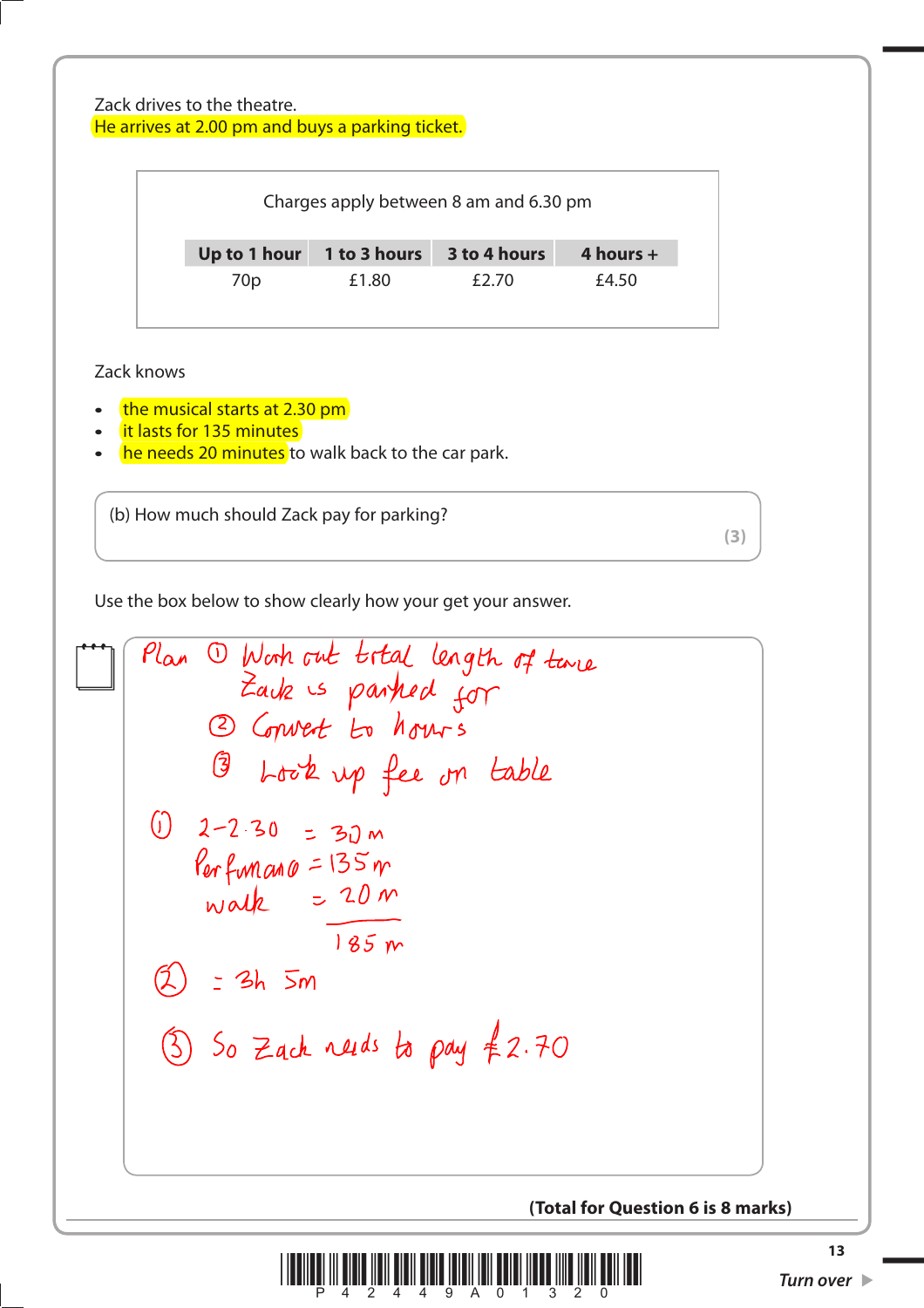Zack drives to the theatre.
He arrives at 2.00 pm and buys a parking ticket.

Charges apply between 8 am and 6.30 pm

| Up to 1 hour | 1 to 3 hours | 3 to 4 hours | 4 hours + |
|---|---|---|---|
| 70p | £1.80 | £2.70 | £4.50 |

Zack knows

- the musical starts at 2.30 pm
- it lasts for 135 minutes
- he needs 20 minutes to walk back to the car park.

(b) How much should Zack pay for parking?

**(3)**

Use the box below to show clearly how your get your answer.

Plan ① Work out total length of time Zack is parked for
② Convert to hours
③ Look up fee on table

① 2–2.30 = 30 m
Performance = 135 m
walk = 20 m
185 m

② = 3h 5m

③ So Zack needs to pay £2.70

**(Total for Question 6 is 8 marks)**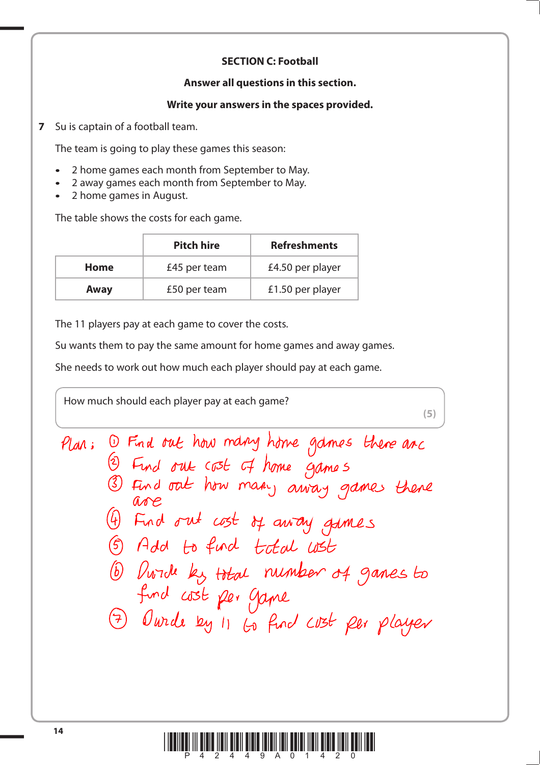**SECTION C: Football**

**Answer all questions in this section.**

**Write your answers in the spaces provided.**

**7** Su is captain of a football team.

The team is going to play these games this season:

- 2 home games each month from September to May.
- 2 away games each month from September to May.
- 2 home games in August.

The table shows the costs for each game.

| | Pitch hire | Refreshments |
|---|---|---|
| **Home** | £45 per team | £4.50 per player |
| **Away** | £50 per team | £1.50 per player |

The 11 players pay at each game to cover the costs.

Su wants them to pay the same amount for home games and away games.

She needs to work out how much each player should pay at each game.

How much should each player pay at each game?

**(5)**

Plan: ① Find out how many home games there are
② Find out cost of home games
③ Find out how many away games there are
④ Find out cost of away games
⑤ Add to find total cost
⑥ Divide by total number of games to find cost per game
⑦ Divide by 11 to find cost per player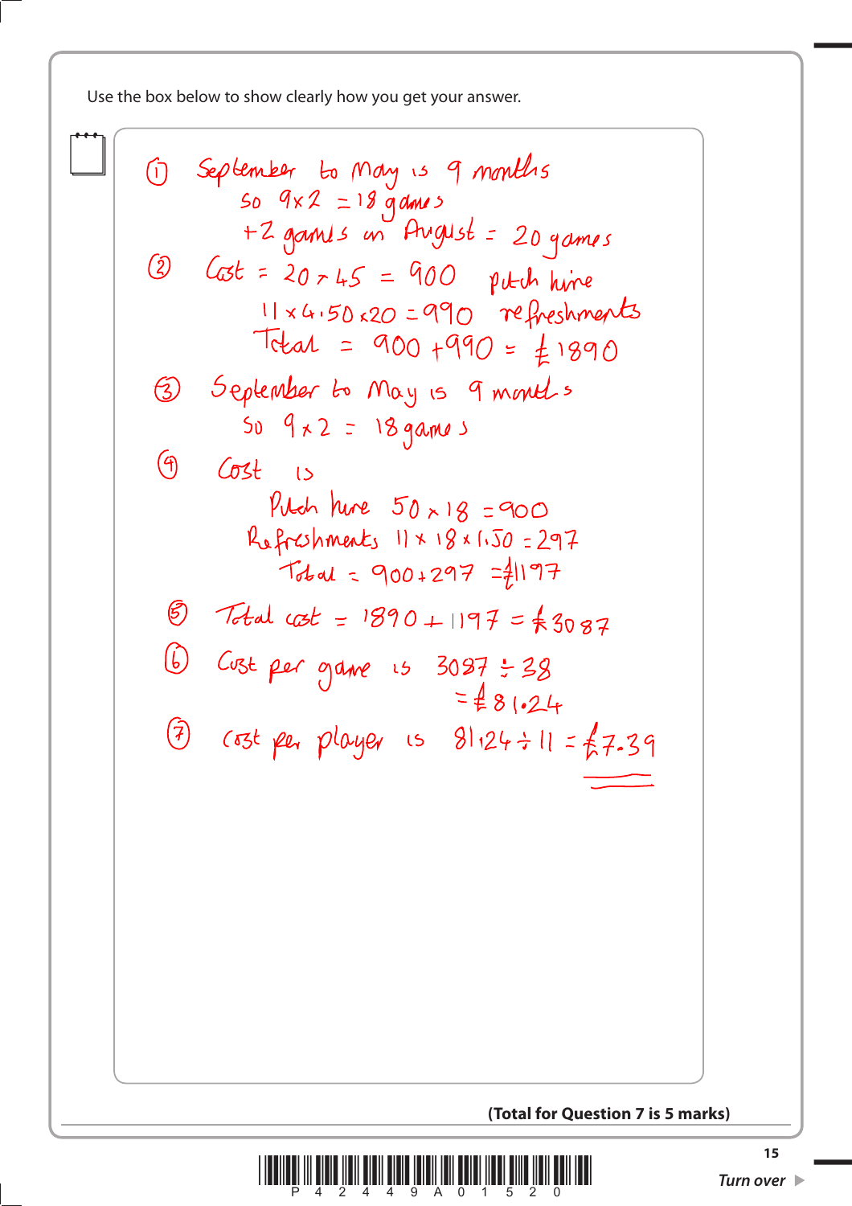Use the box below to show clearly how you get your answer.

① September to May is 9 months
so $9 \times 2 = 18$ games
+2 games in August = 20 games

② Cost = $20 \times 45 = 900$ pitch hire
$11 \times 4.50 \times 20 = 990$ refreshments
Total = $900 + 990 = £1890$

③ September to May is 9 months
So $9 \times 2 = 18$ games

④ Cost is
Pitch hire $50 \times 18 = 900$
Refreshments $11 \times 18 \times 1.50 = 297$
Total = $900 + 297 = £1197$

⑤ Total cost = $1890 + 1197 = £3087$

⑥ Cost per game is $3087 \div 38$
$= £81.24$

⑦ cost per player is $81.24 \div 11 = £7.39$

**(Total for Question 7 is 5 marks)**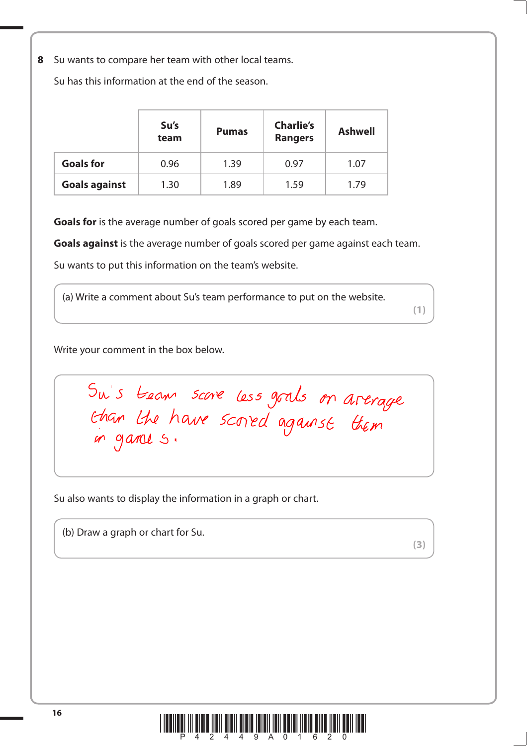**8** Su wants to compare her team with other local teams.

Su has this information at the end of the season.

| | Su's team | Pumas | Charlie's Rangers | Ashwell |
|---|---|---|---|---|
| **Goals for** | 0.96 | 1.39 | 0.97 | 1.07 |
| **Goals against** | 1.30 | 1.89 | 1.59 | 1.79 |

**Goals for** is the average number of goals scored per game by each team.

**Goals against** is the average number of goals scored per game against each team.

Su wants to put this information on the team's website.

(a) Write a comment about Su's team performance to put on the website.
**(1)**

Write your comment in the box below.

Su's team score less goals on average than the have scored against them in games.

Su also wants to display the information in a graph or chart.

(b) Draw a graph or chart for Su.
**(3)**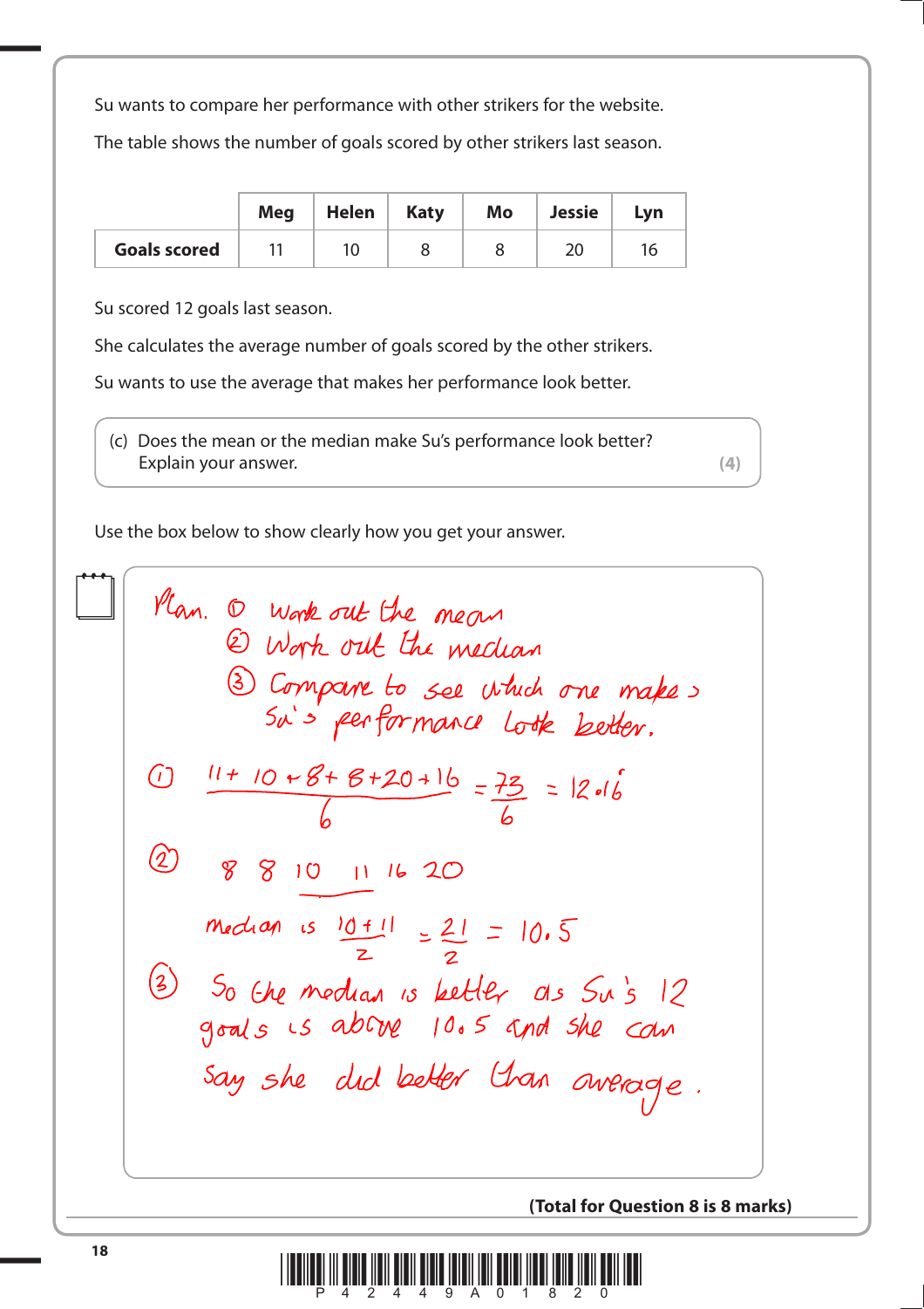Su wants to compare her performance with other strikers for the website.

The table shows the number of goals scored by other strikers last season.

| | Meg | Helen | Katy | Mo | Jessie | Lyn |
|---|---|---|---|---|---|---|
| **Goals scored** | 11 | 10 | 8 | 8 | 20 | 16 |

Su scored 12 goals last season.

She calculates the average number of goals scored by the other strikers.

Su wants to use the average that makes her performance look better.

(c) Does the mean or the median make Su's performance look better?
Explain your answer. **(4)**

Use the box below to show clearly how you get your answer.

Plan. ① Work out the mean
② Work out the median
③ Compare to see which one makes Su's performance look better.

① $\frac{11+10+8+8+20+16}{6} = \frac{73}{6} = 12.1\dot{6}$

② 8 8 10 11 16 20

median is $\frac{10+11}{2} = \frac{21}{2} = 10.5$

③ So the median is better as Su's 12 goals is above 10.5 and she can say she did better than average.

**(Total for Question 8 is 8 marks)**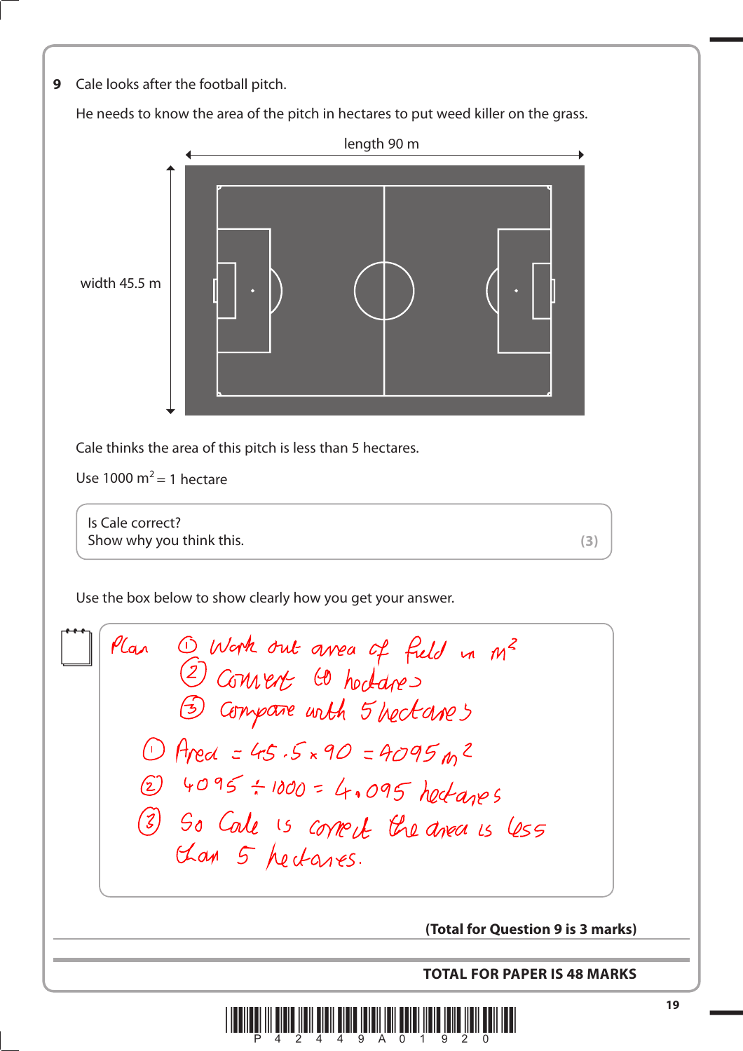**9** Cale looks after the football pitch.

He needs to know the area of the pitch in hectares to put weed killer on the grass.

length 90 m

width 45.5 m

Cale thinks the area of this pitch is less than 5 hectares.

Use 1000 $m^2$ = 1 hectare

> Is Cale correct?
> Show why you think this. **(3)**

Use the box below to show clearly how you get your answer.

Plan ① Work out area of field in $m^2$
② Convert to hectares
③ Compare with 5 hectares

① Area $= 45.5 \times 90 = 4095\ m^2$

② $4095 \div 1000 = 4.095$ hectares

③ So Cale is correct the area is less than 5 hectares.

**(Total for Question 9 is 3 marks)**

**TOTAL FOR PAPER IS 48 MARKS**